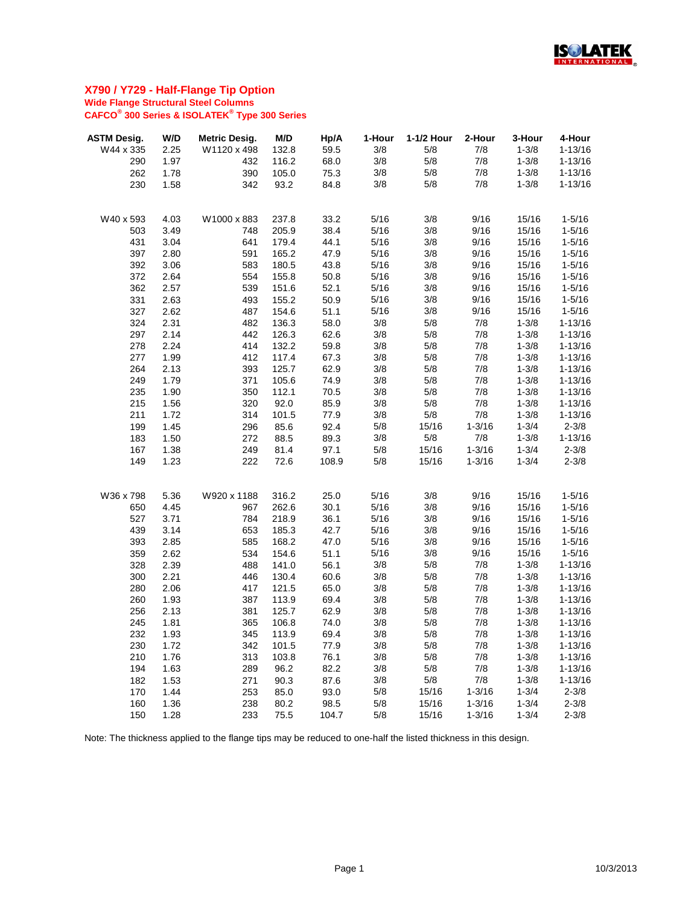# X790 / Y729 - Half-Flange Tip Option

**Wide Flange Structural Steel Columns**

**CAFCO® 300 Series & ISOLATEK® Type 300 Series**

| ASTM Desig. | W/D | Metric Desig. | M/D | Hp/A | 1-Hour | 1-1/2 Hour | 2-Hour | 3-Hour | 4-Hour |
|---|---|---|---|---|---|---|---|---|---|
| W44 x 335 | 2.25 | W1120 x 498 | 132.8 | 59.5 | 3/8 | 5/8 | 7/8 | 1-3/8 | 1-13/16 |
| 290 | 1.97 | 432 | 116.2 | 68.0 | 3/8 | 5/8 | 7/8 | 1-3/8 | 1-13/16 |
| 262 | 1.78 | 390 | 105.0 | 75.3 | 3/8 | 5/8 | 7/8 | 1-3/8 | 1-13/16 |
| 230 | 1.58 | 342 | 93.2 | 84.8 | 3/8 | 5/8 | 7/8 | 1-3/8 | 1-13/16 |
| | | | | | | | | | |
| W40 x 593 | 4.03 | W1000 x 883 | 237.8 | 33.2 | 5/16 | 3/8 | 9/16 | 15/16 | 1-5/16 |
| 503 | 3.49 | 748 | 205.9 | 38.4 | 5/16 | 3/8 | 9/16 | 15/16 | 1-5/16 |
| 431 | 3.04 | 641 | 179.4 | 44.1 | 5/16 | 3/8 | 9/16 | 15/16 | 1-5/16 |
| 397 | 2.80 | 591 | 165.2 | 47.9 | 5/16 | 3/8 | 9/16 | 15/16 | 1-5/16 |
| 392 | 3.06 | 583 | 180.5 | 43.8 | 5/16 | 3/8 | 9/16 | 15/16 | 1-5/16 |
| 372 | 2.64 | 554 | 155.8 | 50.8 | 5/16 | 3/8 | 9/16 | 15/16 | 1-5/16 |
| 362 | 2.57 | 539 | 151.6 | 52.1 | 5/16 | 3/8 | 9/16 | 15/16 | 1-5/16 |
| 331 | 2.63 | 493 | 155.2 | 50.9 | 5/16 | 3/8 | 9/16 | 15/16 | 1-5/16 |
| 327 | 2.62 | 487 | 154.6 | 51.1 | 5/16 | 3/8 | 9/16 | 15/16 | 1-5/16 |
| 324 | 2.31 | 482 | 136.3 | 58.0 | 3/8 | 5/8 | 7/8 | 1-3/8 | 1-13/16 |
| 297 | 2.14 | 442 | 126.3 | 62.6 | 3/8 | 5/8 | 7/8 | 1-3/8 | 1-13/16 |
| 278 | 2.24 | 414 | 132.2 | 59.8 | 3/8 | 5/8 | 7/8 | 1-3/8 | 1-13/16 |
| 277 | 1.99 | 412 | 117.4 | 67.3 | 3/8 | 5/8 | 7/8 | 1-3/8 | 1-13/16 |
| 264 | 2.13 | 393 | 125.7 | 62.9 | 3/8 | 5/8 | 7/8 | 1-3/8 | 1-13/16 |
| 249 | 1.79 | 371 | 105.6 | 74.9 | 3/8 | 5/8 | 7/8 | 1-3/8 | 1-13/16 |
| 235 | 1.90 | 350 | 112.1 | 70.5 | 3/8 | 5/8 | 7/8 | 1-3/8 | 1-13/16 |
| 215 | 1.56 | 320 | 92.0 | 85.9 | 3/8 | 5/8 | 7/8 | 1-3/8 | 1-13/16 |
| 211 | 1.72 | 314 | 101.5 | 77.9 | 3/8 | 5/8 | 7/8 | 1-3/8 | 1-13/16 |
| 199 | 1.45 | 296 | 85.6 | 92.4 | 5/8 | 15/16 | 1-3/16 | 1-3/4 | 2-3/8 |
| 183 | 1.50 | 272 | 88.5 | 89.3 | 3/8 | 5/8 | 7/8 | 1-3/8 | 1-13/16 |
| 167 | 1.38 | 249 | 81.4 | 97.1 | 5/8 | 15/16 | 1-3/16 | 1-3/4 | 2-3/8 |
| 149 | 1.23 | 222 | 72.6 | 108.9 | 5/8 | 15/16 | 1-3/16 | 1-3/4 | 2-3/8 |
| | | | | | | | | | |
| W36 x 798 | 5.36 | W920 x 1188 | 316.2 | 25.0 | 5/16 | 3/8 | 9/16 | 15/16 | 1-5/16 |
| 650 | 4.45 | 967 | 262.6 | 30.1 | 5/16 | 3/8 | 9/16 | 15/16 | 1-5/16 |
| 527 | 3.71 | 784 | 218.9 | 36.1 | 5/16 | 3/8 | 9/16 | 15/16 | 1-5/16 |
| 439 | 3.14 | 653 | 185.3 | 42.7 | 5/16 | 3/8 | 9/16 | 15/16 | 1-5/16 |
| 393 | 2.85 | 585 | 168.2 | 47.0 | 5/16 | 3/8 | 9/16 | 15/16 | 1-5/16 |
| 359 | 2.62 | 534 | 154.6 | 51.1 | 5/16 | 3/8 | 9/16 | 15/16 | 1-5/16 |
| 328 | 2.39 | 488 | 141.0 | 56.1 | 3/8 | 5/8 | 7/8 | 1-3/8 | 1-13/16 |
| 300 | 2.21 | 446 | 130.4 | 60.6 | 3/8 | 5/8 | 7/8 | 1-3/8 | 1-13/16 |
| 280 | 2.06 | 417 | 121.5 | 65.0 | 3/8 | 5/8 | 7/8 | 1-3/8 | 1-13/16 |
| 260 | 1.93 | 387 | 113.9 | 69.4 | 3/8 | 5/8 | 7/8 | 1-3/8 | 1-13/16 |
| 256 | 2.13 | 381 | 125.7 | 62.9 | 3/8 | 5/8 | 7/8 | 1-3/8 | 1-13/16 |
| 245 | 1.81 | 365 | 106.8 | 74.0 | 3/8 | 5/8 | 7/8 | 1-3/8 | 1-13/16 |
| 232 | 1.93 | 345 | 113.9 | 69.4 | 3/8 | 5/8 | 7/8 | 1-3/8 | 1-13/16 |
| 230 | 1.72 | 342 | 101.5 | 77.9 | 3/8 | 5/8 | 7/8 | 1-3/8 | 1-13/16 |
| 210 | 1.76 | 313 | 103.8 | 76.1 | 3/8 | 5/8 | 7/8 | 1-3/8 | 1-13/16 |
| 194 | 1.63 | 289 | 96.2 | 82.2 | 3/8 | 5/8 | 7/8 | 1-3/8 | 1-13/16 |
| 182 | 1.53 | 271 | 90.3 | 87.6 | 3/8 | 5/8 | 7/8 | 1-3/8 | 1-13/16 |
| 170 | 1.44 | 253 | 85.0 | 93.0 | 5/8 | 15/16 | 1-3/16 | 1-3/4 | 2-3/8 |
| 160 | 1.36 | 238 | 80.2 | 98.5 | 5/8 | 15/16 | 1-3/16 | 1-3/4 | 2-3/8 |
| 150 | 1.28 | 233 | 75.5 | 104.7 | 5/8 | 15/16 | 1-3/16 | 1-3/4 | 2-3/8 |

Note: The thickness applied to the flange tips may be reduced to one-half the listed thickness in this design.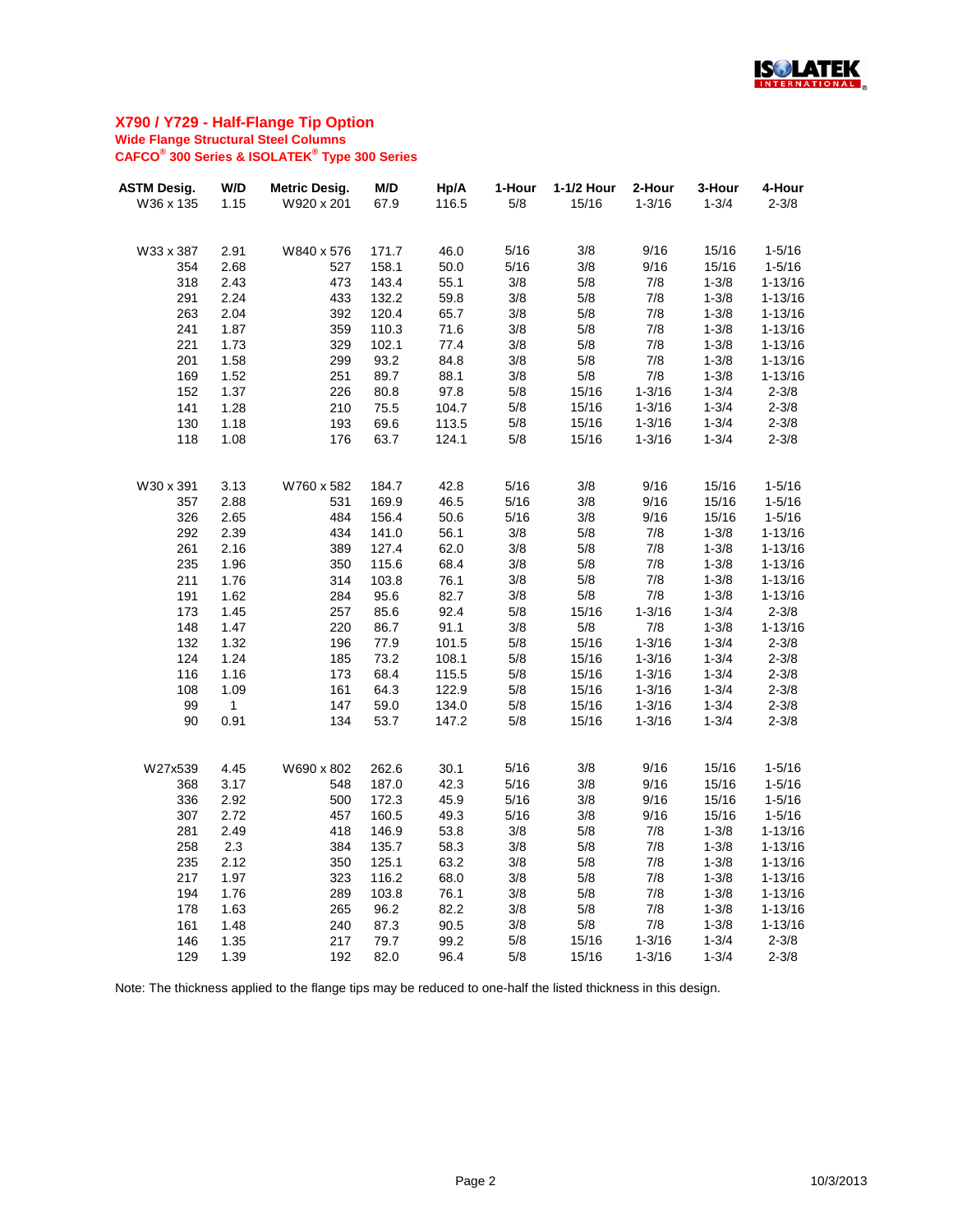## X790 / Y729 - Half-Flange Tip Option

**Wide Flange Structural Steel Columns**

**CAFCO® 300 Series & ISOLATEK® Type 300 Series**

| ASTM Desig. | W/D | Metric Desig. | M/D | Hp/A | 1-Hour | 1-1/2 Hour | 2-Hour | 3-Hour | 4-Hour |
|---|---|---|---|---|---|---|---|---|---|
| W36 x 135 | 1.15 | W920 x 201 | 67.9 | 116.5 | 5/8 | 15/16 | 1-3/16 | 1-3/4 | 2-3/8 |
| | | | | | | | | | |
| W33 x 387 | 2.91 | W840 x 576 | 171.7 | 46.0 | 5/16 | 3/8 | 9/16 | 15/16 | 1-5/16 |
| 354 | 2.68 | 527 | 158.1 | 50.0 | 5/16 | 3/8 | 9/16 | 15/16 | 1-5/16 |
| 318 | 2.43 | 473 | 143.4 | 55.1 | 3/8 | 5/8 | 7/8 | 1-3/8 | 1-13/16 |
| 291 | 2.24 | 433 | 132.2 | 59.8 | 3/8 | 5/8 | 7/8 | 1-3/8 | 1-13/16 |
| 263 | 2.04 | 392 | 120.4 | 65.7 | 3/8 | 5/8 | 7/8 | 1-3/8 | 1-13/16 |
| 241 | 1.87 | 359 | 110.3 | 71.6 | 3/8 | 5/8 | 7/8 | 1-3/8 | 1-13/16 |
| 221 | 1.73 | 329 | 102.1 | 77.4 | 3/8 | 5/8 | 7/8 | 1-3/8 | 1-13/16 |
| 201 | 1.58 | 299 | 93.2 | 84.8 | 3/8 | 5/8 | 7/8 | 1-3/8 | 1-13/16 |
| 169 | 1.52 | 251 | 89.7 | 88.1 | 3/8 | 5/8 | 7/8 | 1-3/8 | 1-13/16 |
| 152 | 1.37 | 226 | 80.8 | 97.8 | 5/8 | 15/16 | 1-3/16 | 1-3/4 | 2-3/8 |
| 141 | 1.28 | 210 | 75.5 | 104.7 | 5/8 | 15/16 | 1-3/16 | 1-3/4 | 2-3/8 |
| 130 | 1.18 | 193 | 69.6 | 113.5 | 5/8 | 15/16 | 1-3/16 | 1-3/4 | 2-3/8 |
| 118 | 1.08 | 176 | 63.7 | 124.1 | 5/8 | 15/16 | 1-3/16 | 1-3/4 | 2-3/8 |
| | | | | | | | | | |
| W30 x 391 | 3.13 | W760 x 582 | 184.7 | 42.8 | 5/16 | 3/8 | 9/16 | 15/16 | 1-5/16 |
| 357 | 2.88 | 531 | 169.9 | 46.5 | 5/16 | 3/8 | 9/16 | 15/16 | 1-5/16 |
| 326 | 2.65 | 484 | 156.4 | 50.6 | 5/16 | 3/8 | 9/16 | 15/16 | 1-5/16 |
| 292 | 2.39 | 434 | 141.0 | 56.1 | 3/8 | 5/8 | 7/8 | 1-3/8 | 1-13/16 |
| 261 | 2.16 | 389 | 127.4 | 62.0 | 3/8 | 5/8 | 7/8 | 1-3/8 | 1-13/16 |
| 235 | 1.96 | 350 | 115.6 | 68.4 | 3/8 | 5/8 | 7/8 | 1-3/8 | 1-13/16 |
| 211 | 1.76 | 314 | 103.8 | 76.1 | 3/8 | 5/8 | 7/8 | 1-3/8 | 1-13/16 |
| 191 | 1.62 | 284 | 95.6 | 82.7 | 3/8 | 5/8 | 7/8 | 1-3/8 | 1-13/16 |
| 173 | 1.45 | 257 | 85.6 | 92.4 | 5/8 | 15/16 | 1-3/16 | 1-3/4 | 2-3/8 |
| 148 | 1.47 | 220 | 86.7 | 91.1 | 3/8 | 5/8 | 7/8 | 1-3/8 | 1-13/16 |
| 132 | 1.32 | 196 | 77.9 | 101.5 | 5/8 | 15/16 | 1-3/16 | 1-3/4 | 2-3/8 |
| 124 | 1.24 | 185 | 73.2 | 108.1 | 5/8 | 15/16 | 1-3/16 | 1-3/4 | 2-3/8 |
| 116 | 1.16 | 173 | 68.4 | 115.5 | 5/8 | 15/16 | 1-3/16 | 1-3/4 | 2-3/8 |
| 108 | 1.09 | 161 | 64.3 | 122.9 | 5/8 | 15/16 | 1-3/16 | 1-3/4 | 2-3/8 |
| 99 | 1 | 147 | 59.0 | 134.0 | 5/8 | 15/16 | 1-3/16 | 1-3/4 | 2-3/8 |
| 90 | 0.91 | 134 | 53.7 | 147.2 | 5/8 | 15/16 | 1-3/16 | 1-3/4 | 2-3/8 |
| | | | | | | | | | |
| W27x539 | 4.45 | W690 x 802 | 262.6 | 30.1 | 5/16 | 3/8 | 9/16 | 15/16 | 1-5/16 |
| 368 | 3.17 | 548 | 187.0 | 42.3 | 5/16 | 3/8 | 9/16 | 15/16 | 1-5/16 |
| 336 | 2.92 | 500 | 172.3 | 45.9 | 5/16 | 3/8 | 9/16 | 15/16 | 1-5/16 |
| 307 | 2.72 | 457 | 160.5 | 49.3 | 5/16 | 3/8 | 9/16 | 15/16 | 1-5/16 |
| 281 | 2.49 | 418 | 146.9 | 53.8 | 3/8 | 5/8 | 7/8 | 1-3/8 | 1-13/16 |
| 258 | 2.3 | 384 | 135.7 | 58.3 | 3/8 | 5/8 | 7/8 | 1-3/8 | 1-13/16 |
| 235 | 2.12 | 350 | 125.1 | 63.2 | 3/8 | 5/8 | 7/8 | 1-3/8 | 1-13/16 |
| 217 | 1.97 | 323 | 116.2 | 68.0 | 3/8 | 5/8 | 7/8 | 1-3/8 | 1-13/16 |
| 194 | 1.76 | 289 | 103.8 | 76.1 | 3/8 | 5/8 | 7/8 | 1-3/8 | 1-13/16 |
| 178 | 1.63 | 265 | 96.2 | 82.2 | 3/8 | 5/8 | 7/8 | 1-3/8 | 1-13/16 |
| 161 | 1.48 | 240 | 87.3 | 90.5 | 3/8 | 5/8 | 7/8 | 1-3/8 | 1-13/16 |
| 146 | 1.35 | 217 | 79.7 | 99.2 | 5/8 | 15/16 | 1-3/16 | 1-3/4 | 2-3/8 |
| 129 | 1.39 | 192 | 82.0 | 96.4 | 5/8 | 15/16 | 1-3/16 | 1-3/4 | 2-3/8 |

Note: The thickness applied to the flange tips may be reduced to one-half the listed thickness in this design.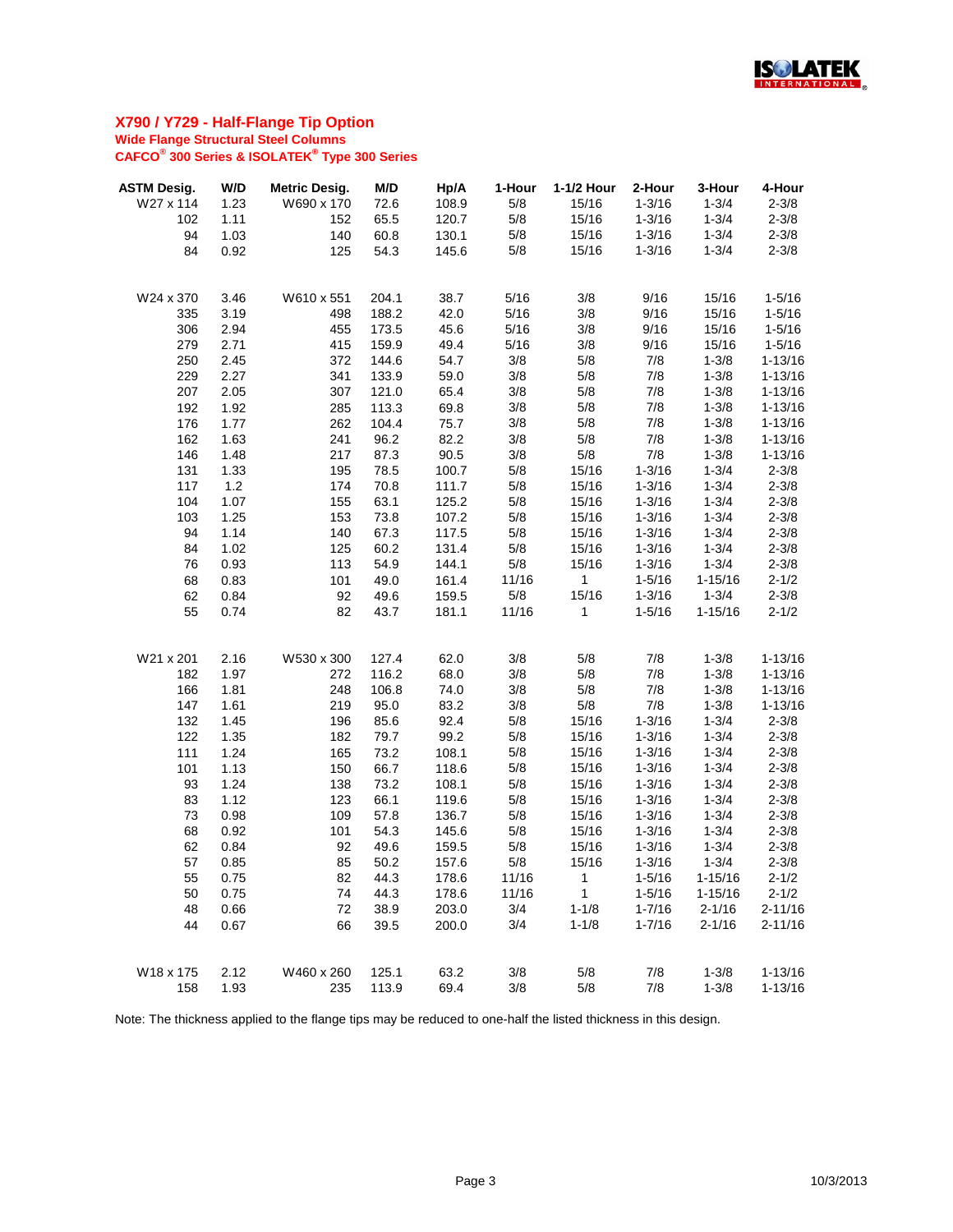# X790 / Y729 - Half-Flange Tip Option

**Wide Flange Structural Steel Columns**

**CAFCO® 300 Series & ISOLATEK® Type 300 Series**

| ASTM Desig. | W/D | Metric Desig. | M/D | Hp/A | 1-Hour | 1-1/2 Hour | 2-Hour | 3-Hour | 4-Hour |
|---|---|---|---|---|---|---|---|---|---|
| W27 x 114 | 1.23 | W690 x 170 | 72.6 | 108.9 | 5/8 | 15/16 | 1-3/16 | 1-3/4 | 2-3/8 |
| 102 | 1.11 | 152 | 65.5 | 120.7 | 5/8 | 15/16 | 1-3/16 | 1-3/4 | 2-3/8 |
| 94 | 1.03 | 140 | 60.8 | 130.1 | 5/8 | 15/16 | 1-3/16 | 1-3/4 | 2-3/8 |
| 84 | 0.92 | 125 | 54.3 | 145.6 | 5/8 | 15/16 | 1-3/16 | 1-3/4 | 2-3/8 |
| | | | | | | | | | |
| W24 x 370 | 3.46 | W610 x 551 | 204.1 | 38.7 | 5/16 | 3/8 | 9/16 | 15/16 | 1-5/16 |
| 335 | 3.19 | 498 | 188.2 | 42.0 | 5/16 | 3/8 | 9/16 | 15/16 | 1-5/16 |
| 306 | 2.94 | 455 | 173.5 | 45.6 | 5/16 | 3/8 | 9/16 | 15/16 | 1-5/16 |
| 279 | 2.71 | 415 | 159.9 | 49.4 | 5/16 | 3/8 | 9/16 | 15/16 | 1-5/16 |
| 250 | 2.45 | 372 | 144.6 | 54.7 | 3/8 | 5/8 | 7/8 | 1-3/8 | 1-13/16 |
| 229 | 2.27 | 341 | 133.9 | 59.0 | 3/8 | 5/8 | 7/8 | 1-3/8 | 1-13/16 |
| 207 | 2.05 | 307 | 121.0 | 65.4 | 3/8 | 5/8 | 7/8 | 1-3/8 | 1-13/16 |
| 192 | 1.92 | 285 | 113.3 | 69.8 | 3/8 | 5/8 | 7/8 | 1-3/8 | 1-13/16 |
| 176 | 1.77 | 262 | 104.4 | 75.7 | 3/8 | 5/8 | 7/8 | 1-3/8 | 1-13/16 |
| 162 | 1.63 | 241 | 96.2 | 82.2 | 3/8 | 5/8 | 7/8 | 1-3/8 | 1-13/16 |
| 146 | 1.48 | 217 | 87.3 | 90.5 | 3/8 | 5/8 | 7/8 | 1-3/8 | 1-13/16 |
| 131 | 1.33 | 195 | 78.5 | 100.7 | 5/8 | 15/16 | 1-3/16 | 1-3/4 | 2-3/8 |
| 117 | 1.2 | 174 | 70.8 | 111.7 | 5/8 | 15/16 | 1-3/16 | 1-3/4 | 2-3/8 |
| 104 | 1.07 | 155 | 63.1 | 125.2 | 5/8 | 15/16 | 1-3/16 | 1-3/4 | 2-3/8 |
| 103 | 1.25 | 153 | 73.8 | 107.2 | 5/8 | 15/16 | 1-3/16 | 1-3/4 | 2-3/8 |
| 94 | 1.14 | 140 | 67.3 | 117.5 | 5/8 | 15/16 | 1-3/16 | 1-3/4 | 2-3/8 |
| 84 | 1.02 | 125 | 60.2 | 131.4 | 5/8 | 15/16 | 1-3/16 | 1-3/4 | 2-3/8 |
| 76 | 0.93 | 113 | 54.9 | 144.1 | 5/8 | 15/16 | 1-3/16 | 1-3/4 | 2-3/8 |
| 68 | 0.83 | 101 | 49.0 | 161.4 | 11/16 | 1 | 1-5/16 | 1-15/16 | 2-1/2 |
| 62 | 0.84 | 92 | 49.6 | 159.5 | 5/8 | 15/16 | 1-3/16 | 1-3/4 | 2-3/8 |
| 55 | 0.74 | 82 | 43.7 | 181.1 | 11/16 | 1 | 1-5/16 | 1-15/16 | 2-1/2 |
| | | | | | | | | | |
| W21 x 201 | 2.16 | W530 x 300 | 127.4 | 62.0 | 3/8 | 5/8 | 7/8 | 1-3/8 | 1-13/16 |
| 182 | 1.97 | 272 | 116.2 | 68.0 | 3/8 | 5/8 | 7/8 | 1-3/8 | 1-13/16 |
| 166 | 1.81 | 248 | 106.8 | 74.0 | 3/8 | 5/8 | 7/8 | 1-3/8 | 1-13/16 |
| 147 | 1.61 | 219 | 95.0 | 83.2 | 3/8 | 5/8 | 7/8 | 1-3/8 | 1-13/16 |
| 132 | 1.45 | 196 | 85.6 | 92.4 | 5/8 | 15/16 | 1-3/16 | 1-3/4 | 2-3/8 |
| 122 | 1.35 | 182 | 79.7 | 99.2 | 5/8 | 15/16 | 1-3/16 | 1-3/4 | 2-3/8 |
| 111 | 1.24 | 165 | 73.2 | 108.1 | 5/8 | 15/16 | 1-3/16 | 1-3/4 | 2-3/8 |
| 101 | 1.13 | 150 | 66.7 | 118.6 | 5/8 | 15/16 | 1-3/16 | 1-3/4 | 2-3/8 |
| 93 | 1.24 | 138 | 73.2 | 108.1 | 5/8 | 15/16 | 1-3/16 | 1-3/4 | 2-3/8 |
| 83 | 1.12 | 123 | 66.1 | 119.6 | 5/8 | 15/16 | 1-3/16 | 1-3/4 | 2-3/8 |
| 73 | 0.98 | 109 | 57.8 | 136.7 | 5/8 | 15/16 | 1-3/16 | 1-3/4 | 2-3/8 |
| 68 | 0.92 | 101 | 54.3 | 145.6 | 5/8 | 15/16 | 1-3/16 | 1-3/4 | 2-3/8 |
| 62 | 0.84 | 92 | 49.6 | 159.5 | 5/8 | 15/16 | 1-3/16 | 1-3/4 | 2-3/8 |
| 57 | 0.85 | 85 | 50.2 | 157.6 | 5/8 | 15/16 | 1-3/16 | 1-3/4 | 2-3/8 |
| 55 | 0.75 | 82 | 44.3 | 178.6 | 11/16 | 1 | 1-5/16 | 1-15/16 | 2-1/2 |
| 50 | 0.75 | 74 | 44.3 | 178.6 | 11/16 | 1 | 1-5/16 | 1-15/16 | 2-1/2 |
| 48 | 0.66 | 72 | 38.9 | 203.0 | 3/4 | 1-1/8 | 1-7/16 | 2-1/16 | 2-11/16 |
| 44 | 0.67 | 66 | 39.5 | 200.0 | 3/4 | 1-1/8 | 1-7/16 | 2-1/16 | 2-11/16 |
| | | | | | | | | | |
| W18 x 175 | 2.12 | W460 x 260 | 125.1 | 63.2 | 3/8 | 5/8 | 7/8 | 1-3/8 | 1-13/16 |
| 158 | 1.93 | 235 | 113.9 | 69.4 | 3/8 | 5/8 | 7/8 | 1-3/8 | 1-13/16 |

Note: The thickness applied to the flange tips may be reduced to one-half the listed thickness in this design.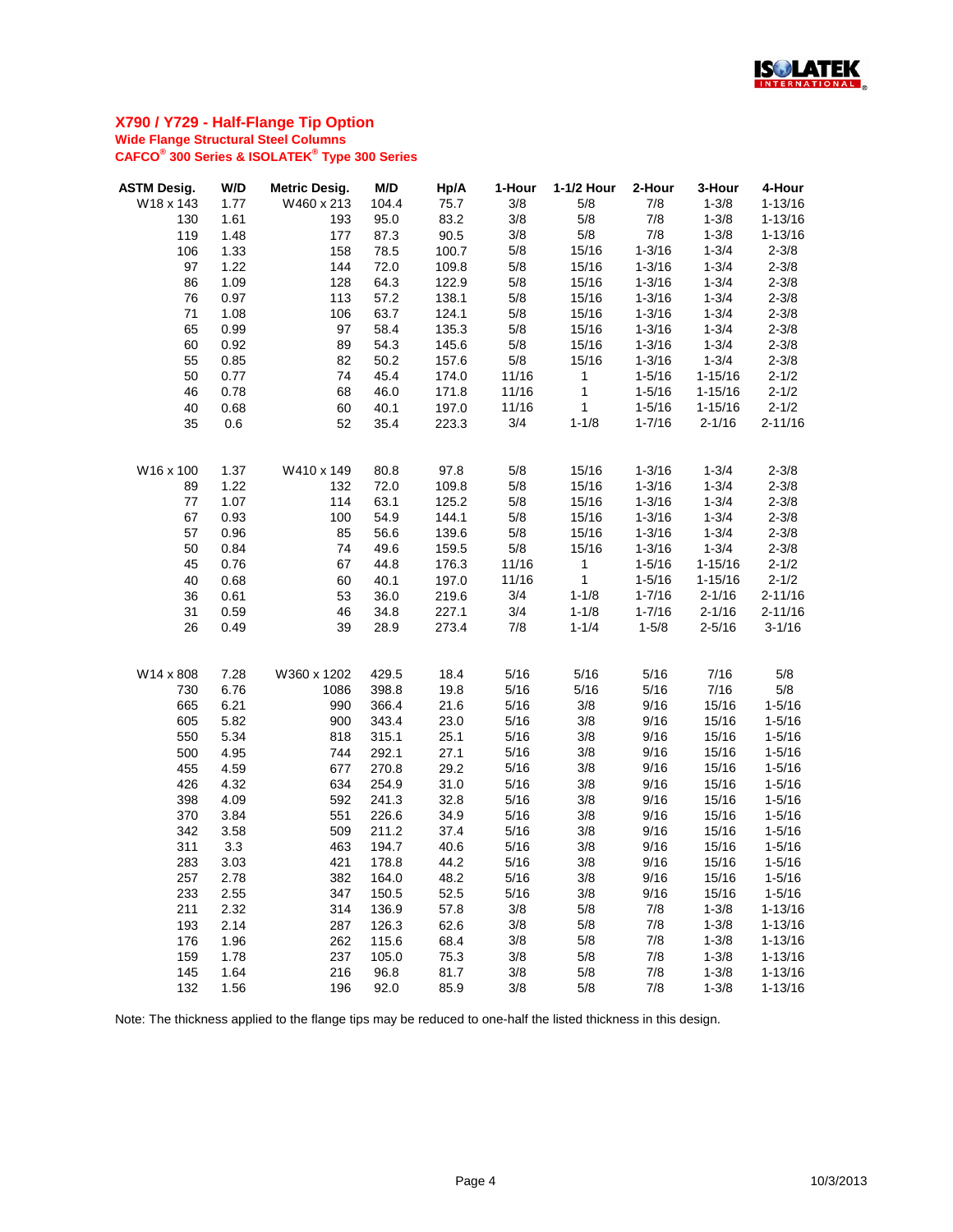## X790 / Y729 - Half-Flange Tip Option

**Wide Flange Structural Steel Columns**

**CAFCO® 300 Series & ISOLATEK® Type 300 Series**

| ASTM Desig. | W/D | Metric Desig. | M/D | Hp/A | 1-Hour | 1-1/2 Hour | 2-Hour | 3-Hour | 4-Hour |
|---|---|---|---|---|---|---|---|---|---|
| W18 x 143 | 1.77 | W460 x 213 | 104.4 | 75.7 | 3/8 | 5/8 | 7/8 | 1-3/8 | 1-13/16 |
| 130 | 1.61 | 193 | 95.0 | 83.2 | 3/8 | 5/8 | 7/8 | 1-3/8 | 1-13/16 |
| 119 | 1.48 | 177 | 87.3 | 90.5 | 3/8 | 5/8 | 7/8 | 1-3/8 | 1-13/16 |
| 106 | 1.33 | 158 | 78.5 | 100.7 | 5/8 | 15/16 | 1-3/16 | 1-3/4 | 2-3/8 |
| 97 | 1.22 | 144 | 72.0 | 109.8 | 5/8 | 15/16 | 1-3/16 | 1-3/4 | 2-3/8 |
| 86 | 1.09 | 128 | 64.3 | 122.9 | 5/8 | 15/16 | 1-3/16 | 1-3/4 | 2-3/8 |
| 76 | 0.97 | 113 | 57.2 | 138.1 | 5/8 | 15/16 | 1-3/16 | 1-3/4 | 2-3/8 |
| 71 | 1.08 | 106 | 63.7 | 124.1 | 5/8 | 15/16 | 1-3/16 | 1-3/4 | 2-3/8 |
| 65 | 0.99 | 97 | 58.4 | 135.3 | 5/8 | 15/16 | 1-3/16 | 1-3/4 | 2-3/8 |
| 60 | 0.92 | 89 | 54.3 | 145.6 | 5/8 | 15/16 | 1-3/16 | 1-3/4 | 2-3/8 |
| 55 | 0.85 | 82 | 50.2 | 157.6 | 5/8 | 15/16 | 1-3/16 | 1-3/4 | 2-3/8 |
| 50 | 0.77 | 74 | 45.4 | 174.0 | 11/16 | 1 | 1-5/16 | 1-15/16 | 2-1/2 |
| 46 | 0.78 | 68 | 46.0 | 171.8 | 11/16 | 1 | 1-5/16 | 1-15/16 | 2-1/2 |
| 40 | 0.68 | 60 | 40.1 | 197.0 | 11/16 | 1 | 1-5/16 | 1-15/16 | 2-1/2 |
| 35 | 0.6 | 52 | 35.4 | 223.3 | 3/4 | 1-1/8 | 1-7/16 | 2-1/16 | 2-11/16 |
| | | | | | | | | | |
| W16 x 100 | 1.37 | W410 x 149 | 80.8 | 97.8 | 5/8 | 15/16 | 1-3/16 | 1-3/4 | 2-3/8 |
| 89 | 1.22 | 132 | 72.0 | 109.8 | 5/8 | 15/16 | 1-3/16 | 1-3/4 | 2-3/8 |
| 77 | 1.07 | 114 | 63.1 | 125.2 | 5/8 | 15/16 | 1-3/16 | 1-3/4 | 2-3/8 |
| 67 | 0.93 | 100 | 54.9 | 144.1 | 5/8 | 15/16 | 1-3/16 | 1-3/4 | 2-3/8 |
| 57 | 0.96 | 85 | 56.6 | 139.6 | 5/8 | 15/16 | 1-3/16 | 1-3/4 | 2-3/8 |
| 50 | 0.84 | 74 | 49.6 | 159.5 | 5/8 | 15/16 | 1-3/16 | 1-3/4 | 2-3/8 |
| 45 | 0.76 | 67 | 44.8 | 176.3 | 11/16 | 1 | 1-5/16 | 1-15/16 | 2-1/2 |
| 40 | 0.68 | 60 | 40.1 | 197.0 | 11/16 | 1 | 1-5/16 | 1-15/16 | 2-1/2 |
| 36 | 0.61 | 53 | 36.0 | 219.6 | 3/4 | 1-1/8 | 1-7/16 | 2-1/16 | 2-11/16 |
| 31 | 0.59 | 46 | 34.8 | 227.1 | 3/4 | 1-1/8 | 1-7/16 | 2-1/16 | 2-11/16 |
| 26 | 0.49 | 39 | 28.9 | 273.4 | 7/8 | 1-1/4 | 1-5/8 | 2-5/16 | 3-1/16 |
| | | | | | | | | | |
| W14 x 808 | 7.28 | W360 x 1202 | 429.5 | 18.4 | 5/16 | 5/16 | 5/16 | 7/16 | 5/8 |
| 730 | 6.76 | 1086 | 398.8 | 19.8 | 5/16 | 5/16 | 5/16 | 7/16 | 5/8 |
| 665 | 6.21 | 990 | 366.4 | 21.6 | 5/16 | 3/8 | 9/16 | 15/16 | 1-5/16 |
| 605 | 5.82 | 900 | 343.4 | 23.0 | 5/16 | 3/8 | 9/16 | 15/16 | 1-5/16 |
| 550 | 5.34 | 818 | 315.1 | 25.1 | 5/16 | 3/8 | 9/16 | 15/16 | 1-5/16 |
| 500 | 4.95 | 744 | 292.1 | 27.1 | 5/16 | 3/8 | 9/16 | 15/16 | 1-5/16 |
| 455 | 4.59 | 677 | 270.8 | 29.2 | 5/16 | 3/8 | 9/16 | 15/16 | 1-5/16 |
| 426 | 4.32 | 634 | 254.9 | 31.0 | 5/16 | 3/8 | 9/16 | 15/16 | 1-5/16 |
| 398 | 4.09 | 592 | 241.3 | 32.8 | 5/16 | 3/8 | 9/16 | 15/16 | 1-5/16 |
| 370 | 3.84 | 551 | 226.6 | 34.9 | 5/16 | 3/8 | 9/16 | 15/16 | 1-5/16 |
| 342 | 3.58 | 509 | 211.2 | 37.4 | 5/16 | 3/8 | 9/16 | 15/16 | 1-5/16 |
| 311 | 3.3 | 463 | 194.7 | 40.6 | 5/16 | 3/8 | 9/16 | 15/16 | 1-5/16 |
| 283 | 3.03 | 421 | 178.8 | 44.2 | 5/16 | 3/8 | 9/16 | 15/16 | 1-5/16 |
| 257 | 2.78 | 382 | 164.0 | 48.2 | 5/16 | 3/8 | 9/16 | 15/16 | 1-5/16 |
| 233 | 2.55 | 347 | 150.5 | 52.5 | 5/16 | 3/8 | 9/16 | 15/16 | 1-5/16 |
| 211 | 2.32 | 314 | 136.9 | 57.8 | 3/8 | 5/8 | 7/8 | 1-3/8 | 1-13/16 |
| 193 | 2.14 | 287 | 126.3 | 62.6 | 3/8 | 5/8 | 7/8 | 1-3/8 | 1-13/16 |
| 176 | 1.96 | 262 | 115.6 | 68.4 | 3/8 | 5/8 | 7/8 | 1-3/8 | 1-13/16 |
| 159 | 1.78 | 237 | 105.0 | 75.3 | 3/8 | 5/8 | 7/8 | 1-3/8 | 1-13/16 |
| 145 | 1.64 | 216 | 96.8 | 81.7 | 3/8 | 5/8 | 7/8 | 1-3/8 | 1-13/16 |
| 132 | 1.56 | 196 | 92.0 | 85.9 | 3/8 | 5/8 | 7/8 | 1-3/8 | 1-13/16 |

Note: The thickness applied to the flange tips may be reduced to one-half the listed thickness in this design.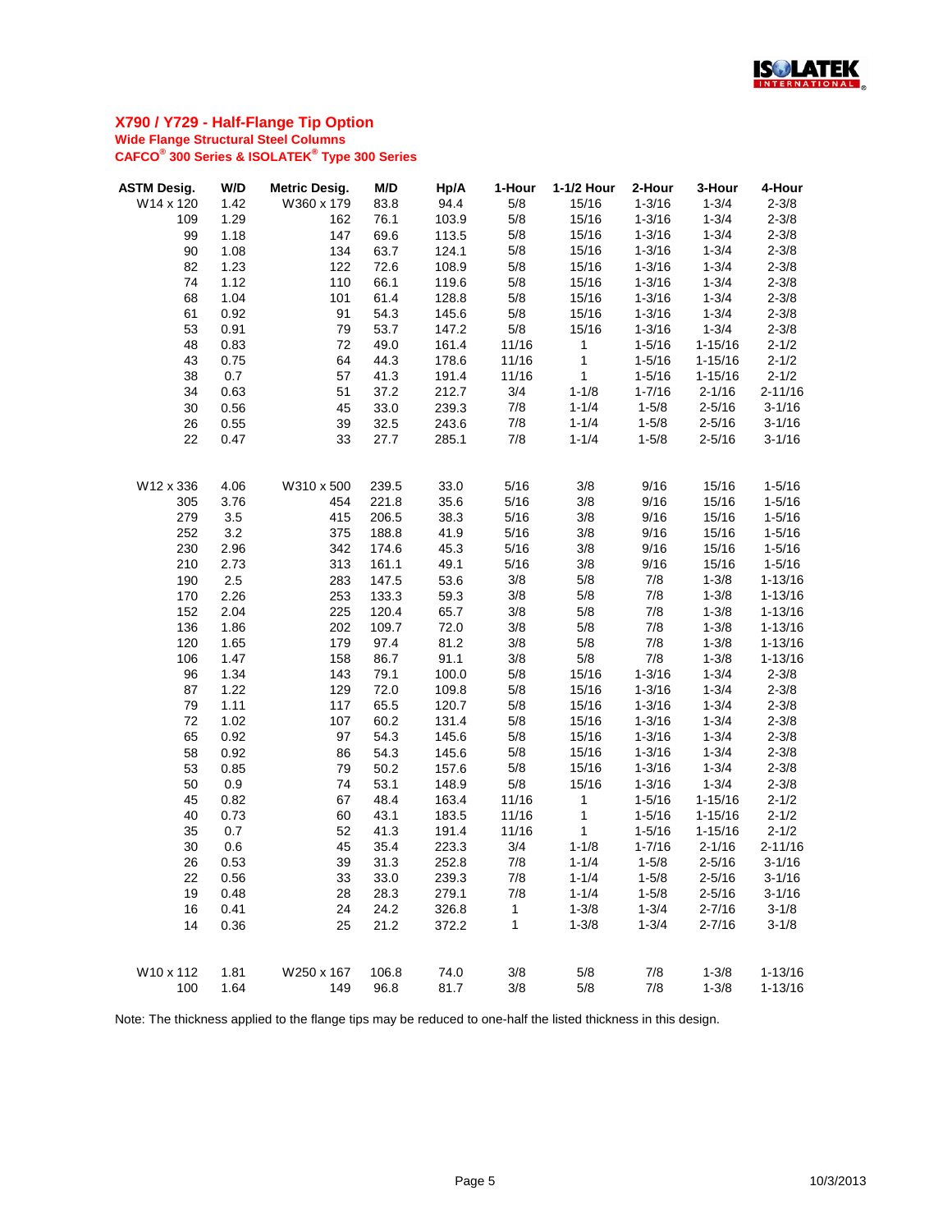## X790 / Y729 - Half-Flange Tip Option

**Wide Flange Structural Steel Columns**

**CAFCO® 300 Series & ISOLATEK® Type 300 Series**

| ASTM Desig. | W/D | Metric Desig. | M/D | Hp/A | 1-Hour | 1-1/2 Hour | 2-Hour | 3-Hour | 4-Hour |
|---|---|---|---|---|---|---|---|---|---|
| W14 x 120 | 1.42 | W360 x 179 | 83.8 | 94.4 | 5/8 | 15/16 | 1-3/16 | 1-3/4 | 2-3/8 |
| 109 | 1.29 | 162 | 76.1 | 103.9 | 5/8 | 15/16 | 1-3/16 | 1-3/4 | 2-3/8 |
| 99 | 1.18 | 147 | 69.6 | 113.5 | 5/8 | 15/16 | 1-3/16 | 1-3/4 | 2-3/8 |
| 90 | 1.08 | 134 | 63.7 | 124.1 | 5/8 | 15/16 | 1-3/16 | 1-3/4 | 2-3/8 |
| 82 | 1.23 | 122 | 72.6 | 108.9 | 5/8 | 15/16 | 1-3/16 | 1-3/4 | 2-3/8 |
| 74 | 1.12 | 110 | 66.1 | 119.6 | 5/8 | 15/16 | 1-3/16 | 1-3/4 | 2-3/8 |
| 68 | 1.04 | 101 | 61.4 | 128.8 | 5/8 | 15/16 | 1-3/16 | 1-3/4 | 2-3/8 |
| 61 | 0.92 | 91 | 54.3 | 145.6 | 5/8 | 15/16 | 1-3/16 | 1-3/4 | 2-3/8 |
| 53 | 0.91 | 79 | 53.7 | 147.2 | 5/8 | 15/16 | 1-3/16 | 1-3/4 | 2-3/8 |
| 48 | 0.83 | 72 | 49.0 | 161.4 | 11/16 | 1 | 1-5/16 | 1-15/16 | 2-1/2 |
| 43 | 0.75 | 64 | 44.3 | 178.6 | 11/16 | 1 | 1-5/16 | 1-15/16 | 2-1/2 |
| 38 | 0.7 | 57 | 41.3 | 191.4 | 11/16 | 1 | 1-5/16 | 1-15/16 | 2-1/2 |
| 34 | 0.63 | 51 | 37.2 | 212.7 | 3/4 | 1-1/8 | 1-7/16 | 2-1/16 | 2-11/16 |
| 30 | 0.56 | 45 | 33.0 | 239.3 | 7/8 | 1-1/4 | 1-5/8 | 2-5/16 | 3-1/16 |
| 26 | 0.55 | 39 | 32.5 | 243.6 | 7/8 | 1-1/4 | 1-5/8 | 2-5/16 | 3-1/16 |
| 22 | 0.47 | 33 | 27.7 | 285.1 | 7/8 | 1-1/4 | 1-5/8 | 2-5/16 | 3-1/16 |
| | | | | | | | | | |
| W12 x 336 | 4.06 | W310 x 500 | 239.5 | 33.0 | 5/16 | 3/8 | 9/16 | 15/16 | 1-5/16 |
| 305 | 3.76 | 454 | 221.8 | 35.6 | 5/16 | 3/8 | 9/16 | 15/16 | 1-5/16 |
| 279 | 3.5 | 415 | 206.5 | 38.3 | 5/16 | 3/8 | 9/16 | 15/16 | 1-5/16 |
| 252 | 3.2 | 375 | 188.8 | 41.9 | 5/16 | 3/8 | 9/16 | 15/16 | 1-5/16 |
| 230 | 2.96 | 342 | 174.6 | 45.3 | 5/16 | 3/8 | 9/16 | 15/16 | 1-5/16 |
| 210 | 2.73 | 313 | 161.1 | 49.1 | 5/16 | 3/8 | 9/16 | 15/16 | 1-5/16 |
| 190 | 2.5 | 283 | 147.5 | 53.6 | 3/8 | 5/8 | 7/8 | 1-3/8 | 1-13/16 |
| 170 | 2.26 | 253 | 133.3 | 59.3 | 3/8 | 5/8 | 7/8 | 1-3/8 | 1-13/16 |
| 152 | 2.04 | 225 | 120.4 | 65.7 | 3/8 | 5/8 | 7/8 | 1-3/8 | 1-13/16 |
| 136 | 1.86 | 202 | 109.7 | 72.0 | 3/8 | 5/8 | 7/8 | 1-3/8 | 1-13/16 |
| 120 | 1.65 | 179 | 97.4 | 81.2 | 3/8 | 5/8 | 7/8 | 1-3/8 | 1-13/16 |
| 106 | 1.47 | 158 | 86.7 | 91.1 | 3/8 | 5/8 | 7/8 | 1-3/8 | 1-13/16 |
| 96 | 1.34 | 143 | 79.1 | 100.0 | 5/8 | 15/16 | 1-3/16 | 1-3/4 | 2-3/8 |
| 87 | 1.22 | 129 | 72.0 | 109.8 | 5/8 | 15/16 | 1-3/16 | 1-3/4 | 2-3/8 |
| 79 | 1.11 | 117 | 65.5 | 120.7 | 5/8 | 15/16 | 1-3/16 | 1-3/4 | 2-3/8 |
| 72 | 1.02 | 107 | 60.2 | 131.4 | 5/8 | 15/16 | 1-3/16 | 1-3/4 | 2-3/8 |
| 65 | 0.92 | 97 | 54.3 | 145.6 | 5/8 | 15/16 | 1-3/16 | 1-3/4 | 2-3/8 |
| 58 | 0.92 | 86 | 54.3 | 145.6 | 5/8 | 15/16 | 1-3/16 | 1-3/4 | 2-3/8 |
| 53 | 0.85 | 79 | 50.2 | 157.6 | 5/8 | 15/16 | 1-3/16 | 1-3/4 | 2-3/8 |
| 50 | 0.9 | 74 | 53.1 | 148.9 | 5/8 | 15/16 | 1-3/16 | 1-3/4 | 2-3/8 |
| 45 | 0.82 | 67 | 48.4 | 163.4 | 11/16 | 1 | 1-5/16 | 1-15/16 | 2-1/2 |
| 40 | 0.73 | 60 | 43.1 | 183.5 | 11/16 | 1 | 1-5/16 | 1-15/16 | 2-1/2 |
| 35 | 0.7 | 52 | 41.3 | 191.4 | 11/16 | 1 | 1-5/16 | 1-15/16 | 2-1/2 |
| 30 | 0.6 | 45 | 35.4 | 223.3 | 3/4 | 1-1/8 | 1-7/16 | 2-1/16 | 2-11/16 |
| 26 | 0.53 | 39 | 31.3 | 252.8 | 7/8 | 1-1/4 | 1-5/8 | 2-5/16 | 3-1/16 |
| 22 | 0.56 | 33 | 33.0 | 239.3 | 7/8 | 1-1/4 | 1-5/8 | 2-5/16 | 3-1/16 |
| 19 | 0.48 | 28 | 28.3 | 279.1 | 7/8 | 1-1/4 | 1-5/8 | 2-5/16 | 3-1/16 |
| 16 | 0.41 | 24 | 24.2 | 326.8 | 1 | 1-3/8 | 1-3/4 | 2-7/16 | 3-1/8 |
| 14 | 0.36 | 25 | 21.2 | 372.2 | 1 | 1-3/8 | 1-3/4 | 2-7/16 | 3-1/8 |
| | | | | | | | | | |
| W10 x 112 | 1.81 | W250 x 167 | 106.8 | 74.0 | 3/8 | 5/8 | 7/8 | 1-3/8 | 1-13/16 |
| 100 | 1.64 | 149 | 96.8 | 81.7 | 3/8 | 5/8 | 7/8 | 1-3/8 | 1-13/16 |

Note: The thickness applied to the flange tips may be reduced to one-half the listed thickness in this design.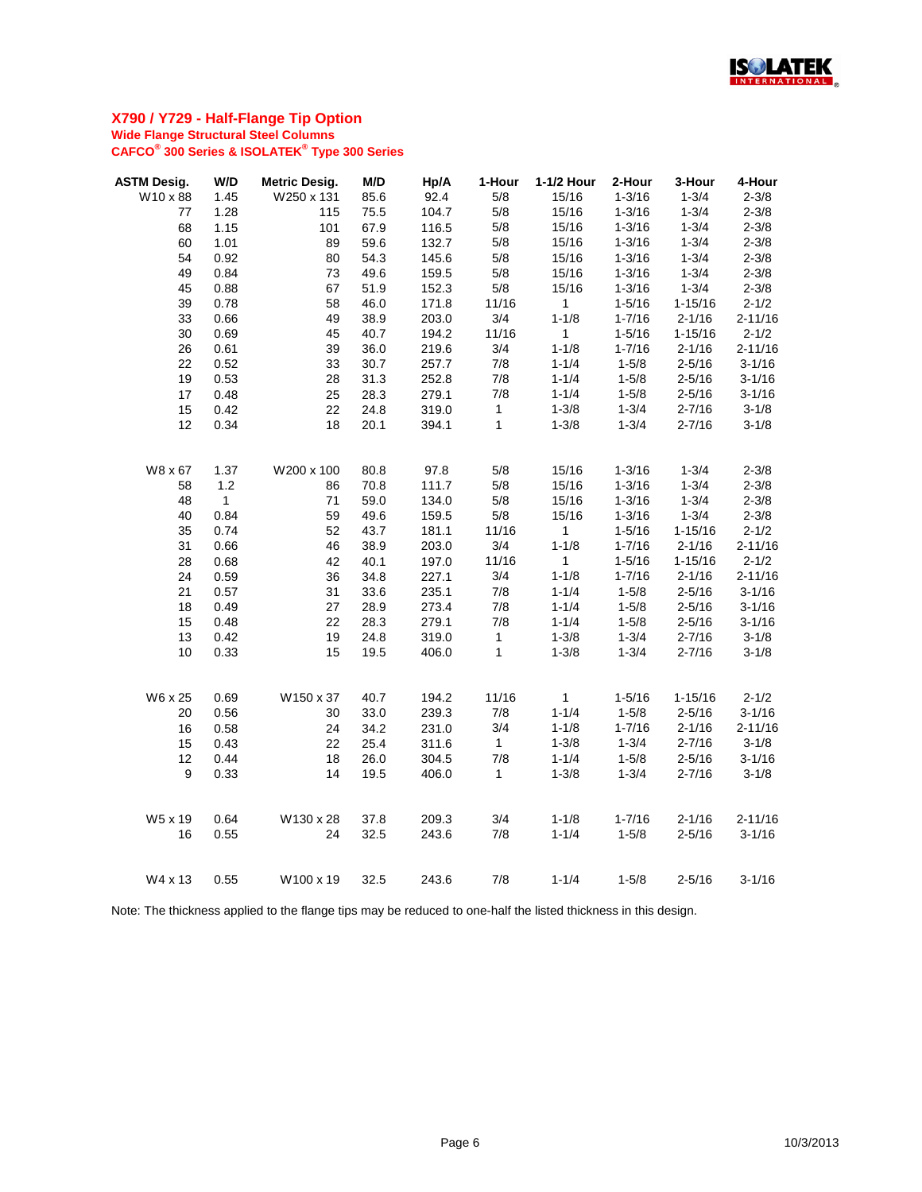# X790 / Y729 - Half-Flange Tip Option

**Wide Flange Structural Steel Columns**

**CAFCO® 300 Series & ISOLATEK® Type 300 Series**

| ASTM Desig. | W/D | Metric Desig. | M/D | Hp/A | 1-Hour | 1-1/2 Hour | 2-Hour | 3-Hour | 4-Hour |
|---|---|---|---|---|---|---|---|---|---|
| W10 x 88 | 1.45 | W250 x 131 | 85.6 | 92.4 | 5/8 | 15/16 | 1-3/16 | 1-3/4 | 2-3/8 |
| 77 | 1.28 | 115 | 75.5 | 104.7 | 5/8 | 15/16 | 1-3/16 | 1-3/4 | 2-3/8 |
| 68 | 1.15 | 101 | 67.9 | 116.5 | 5/8 | 15/16 | 1-3/16 | 1-3/4 | 2-3/8 |
| 60 | 1.01 | 89 | 59.6 | 132.7 | 5/8 | 15/16 | 1-3/16 | 1-3/4 | 2-3/8 |
| 54 | 0.92 | 80 | 54.3 | 145.6 | 5/8 | 15/16 | 1-3/16 | 1-3/4 | 2-3/8 |
| 49 | 0.84 | 73 | 49.6 | 159.5 | 5/8 | 15/16 | 1-3/16 | 1-3/4 | 2-3/8 |
| 45 | 0.88 | 67 | 51.9 | 152.3 | 5/8 | 15/16 | 1-3/16 | 1-3/4 | 2-3/8 |
| 39 | 0.78 | 58 | 46.0 | 171.8 | 11/16 | 1 | 1-5/16 | 1-15/16 | 2-1/2 |
| 33 | 0.66 | 49 | 38.9 | 203.0 | 3/4 | 1-1/8 | 1-7/16 | 2-1/16 | 2-11/16 |
| 30 | 0.69 | 45 | 40.7 | 194.2 | 11/16 | 1 | 1-5/16 | 1-15/16 | 2-1/2 |
| 26 | 0.61 | 39 | 36.0 | 219.6 | 3/4 | 1-1/8 | 1-7/16 | 2-1/16 | 2-11/16 |
| 22 | 0.52 | 33 | 30.7 | 257.7 | 7/8 | 1-1/4 | 1-5/8 | 2-5/16 | 3-1/16 |
| 19 | 0.53 | 28 | 31.3 | 252.8 | 7/8 | 1-1/4 | 1-5/8 | 2-5/16 | 3-1/16 |
| 17 | 0.48 | 25 | 28.3 | 279.1 | 7/8 | 1-1/4 | 1-5/8 | 2-5/16 | 3-1/16 |
| 15 | 0.42 | 22 | 24.8 | 319.0 | 1 | 1-3/8 | 1-3/4 | 2-7/16 | 3-1/8 |
| 12 | 0.34 | 18 | 20.1 | 394.1 | 1 | 1-3/8 | 1-3/4 | 2-7/16 | 3-1/8 |
| | | | | | | | | | |
| W8 x 67 | 1.37 | W200 x 100 | 80.8 | 97.8 | 5/8 | 15/16 | 1-3/16 | 1-3/4 | 2-3/8 |
| 58 | 1.2 | 86 | 70.8 | 111.7 | 5/8 | 15/16 | 1-3/16 | 1-3/4 | 2-3/8 |
| 48 | 1 | 71 | 59.0 | 134.0 | 5/8 | 15/16 | 1-3/16 | 1-3/4 | 2-3/8 |
| 40 | 0.84 | 59 | 49.6 | 159.5 | 5/8 | 15/16 | 1-3/16 | 1-3/4 | 2-3/8 |
| 35 | 0.74 | 52 | 43.7 | 181.1 | 11/16 | 1 | 1-5/16 | 1-15/16 | 2-1/2 |
| 31 | 0.66 | 46 | 38.9 | 203.0 | 3/4 | 1-1/8 | 1-7/16 | 2-1/16 | 2-11/16 |
| 28 | 0.68 | 42 | 40.1 | 197.0 | 11/16 | 1 | 1-5/16 | 1-15/16 | 2-1/2 |
| 24 | 0.59 | 36 | 34.8 | 227.1 | 3/4 | 1-1/8 | 1-7/16 | 2-1/16 | 2-11/16 |
| 21 | 0.57 | 31 | 33.6 | 235.1 | 7/8 | 1-1/4 | 1-5/8 | 2-5/16 | 3-1/16 |
| 18 | 0.49 | 27 | 28.9 | 273.4 | 7/8 | 1-1/4 | 1-5/8 | 2-5/16 | 3-1/16 |
| 15 | 0.48 | 22 | 28.3 | 279.1 | 7/8 | 1-1/4 | 1-5/8 | 2-5/16 | 3-1/16 |
| 13 | 0.42 | 19 | 24.8 | 319.0 | 1 | 1-3/8 | 1-3/4 | 2-7/16 | 3-1/8 |
| 10 | 0.33 | 15 | 19.5 | 406.0 | 1 | 1-3/8 | 1-3/4 | 2-7/16 | 3-1/8 |
| | | | | | | | | | |
| W6 x 25 | 0.69 | W150 x 37 | 40.7 | 194.2 | 11/16 | 1 | 1-5/16 | 1-15/16 | 2-1/2 |
| 20 | 0.56 | 30 | 33.0 | 239.3 | 7/8 | 1-1/4 | 1-5/8 | 2-5/16 | 3-1/16 |
| 16 | 0.58 | 24 | 34.2 | 231.0 | 3/4 | 1-1/8 | 1-7/16 | 2-1/16 | 2-11/16 |
| 15 | 0.43 | 22 | 25.4 | 311.6 | 1 | 1-3/8 | 1-3/4 | 2-7/16 | 3-1/8 |
| 12 | 0.44 | 18 | 26.0 | 304.5 | 7/8 | 1-1/4 | 1-5/8 | 2-5/16 | 3-1/16 |
| 9 | 0.33 | 14 | 19.5 | 406.0 | 1 | 1-3/8 | 1-3/4 | 2-7/16 | 3-1/8 |
| | | | | | | | | | |
| W5 x 19 | 0.64 | W130 x 28 | 37.8 | 209.3 | 3/4 | 1-1/8 | 1-7/16 | 2-1/16 | 2-11/16 |
| 16 | 0.55 | 24 | 32.5 | 243.6 | 7/8 | 1-1/4 | 1-5/8 | 2-5/16 | 3-1/16 |
| | | | | | | | | | |
| W4 x 13 | 0.55 | W100 x 19 | 32.5 | 243.6 | 7/8 | 1-1/4 | 1-5/8 | 2-5/16 | 3-1/16 |

Note: The thickness applied to the flange tips may be reduced to one-half the listed thickness in this design.